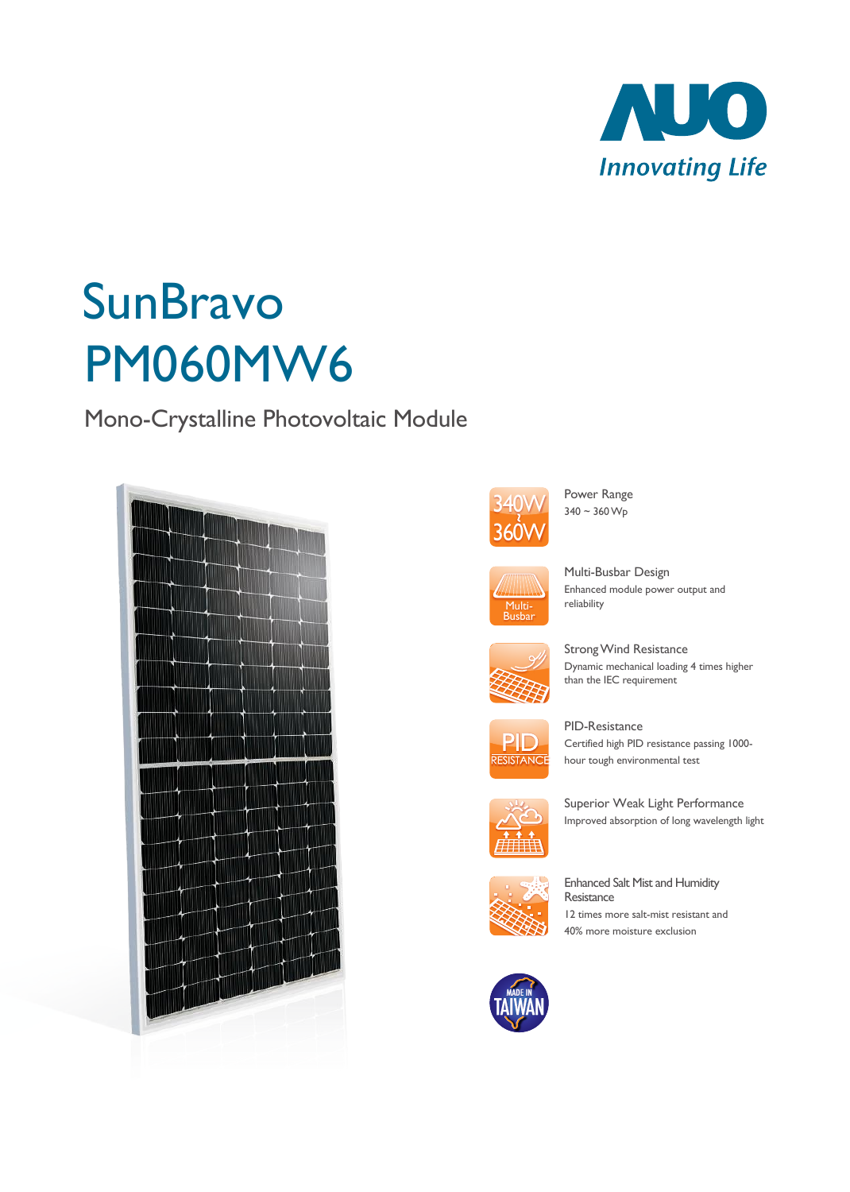AUO

*Innovating Life*

# SunBravo PM060MW6

## Mono-Crystalline Photovoltaic Module

### Power Range
340 ~ 360 Wp

### Multi-Busbar Design
Enhanced module power output and reliability

### Strong Wind Resistance
Dynamic mechanical loading 4 times higher than the IEC requirement

### PID-Resistance
Certified high PID resistance passing 1000-hour tough environmental test

### Superior Weak Light Performance
Improved absorption of long wavelength light

### Enhanced Salt Mist and Humidity Resistance
12 times more salt-mist resistant and 40% more moisture exclusion

MADE IN TAIWAN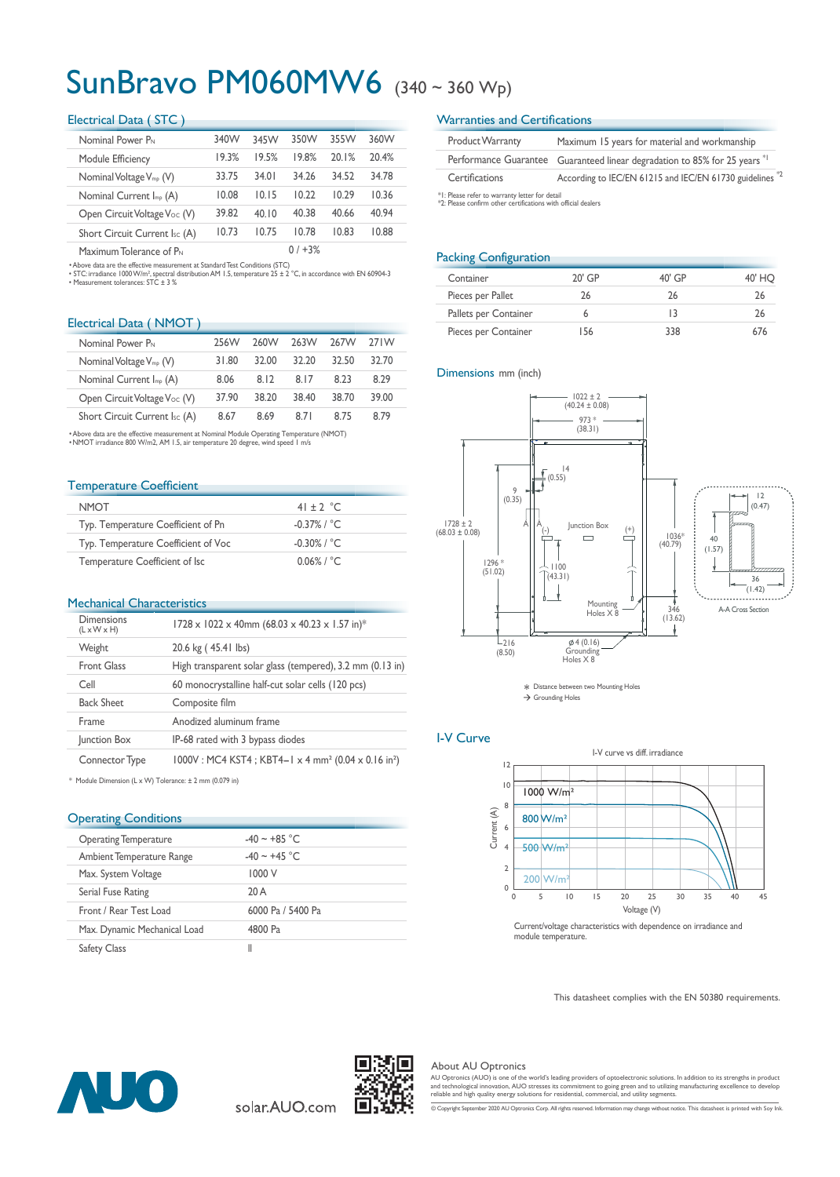# SunBravo PM060MW6 (340 ~ 360 Wp)

## Electrical Data ( STC )

| | 340W | 345W | 350W | 355W | 360W |
|---|---|---|---|---|---|
| Nominal Power $P_N$ | 340W | 345W | 350W | 355W | 360W |
| Module Efficiency | 19.3% | 19.5% | 19.8% | 20.1% | 20.4% |
| Nominal Voltage $V_{mp}$ (V) | 33.75 | 34.01 | 34.26 | 34.52 | 34.78 |
| Nominal Current $I_{mp}$ (A) | 10.08 | 10.15 | 10.22 | 10.29 | 10.36 |
| Open Circuit Voltage $V_{OC}$ (V) | 39.82 | 40.10 | 40.38 | 40.66 | 40.94 |
| Short Circuit Current $I_{SC}$ (A) | 10.73 | 10.75 | 10.78 | 10.83 | 10.88 |
| Maximum Tolerance of $P_N$ | | | 0 / +3% | | |

• Above data are the effective measurement at Standard Test Conditions (STC)
• STC: irradiance 1000 W/m², spectral distribution AM 1.5, temperature 25 ± 2 °C, in accordance with EN 60904-3
• Measurement tolerances: STC ± 3 %

## Electrical Data ( NMOT )

| | 256W | 260W | 263W | 267W | 271W |
|---|---|---|---|---|---|
| Nominal Power $P_N$ | 256W | 260W | 263W | 267W | 271W |
| Nominal Voltage $V_{mp}$ (V) | 31.80 | 32.00 | 32.20 | 32.50 | 32.70 |
| Nominal Current $I_{mp}$ (A) | 8.06 | 8.12 | 8.17 | 8.23 | 8.29 |
| Open Circuit Voltage $V_{OC}$ (V) | 37.90 | 38.20 | 38.40 | 38.70 | 39.00 |
| Short Circuit Current $I_{SC}$ (A) | 8.67 | 8.69 | 8.71 | 8.75 | 8.79 |

• Above data are the effective measurement at Nominal Module Operating Temperature (NMOT)
• NMOT irradiance 800 W/m2, AM 1.5, air temperature 20 degree, wind speed 1 m/s

## Temperature Coefficient

| | |
|---|---|
| NMOT | 41 ± 2 °C |
| Typ. Temperature Coefficient of Pn | -0.37% / °C |
| Typ. Temperature Coefficient of Voc | -0.30% / °C |
| Temperature Coefficient of Isc | 0.06% / °C |

## Mechanical Characteristics

| | |
|---|---|
| Dimensions (L x W x H) | 1728 x 1022 x 40mm (68.03 x 40.23 x 1.57 in)* |
| Weight | 20.6 kg ( 45.41 lbs) |
| Front Glass | High transparent solar glass (tempered), 3.2 mm (0.13 in) |
| Cell | 60 monocrystalline half-cut solar cells (120 pcs) |
| Back Sheet | Composite film |
| Frame | Anodized aluminum frame |
| Junction Box | IP-68 rated with 3 bypass diodes |
| Connector Type | 1000V : MC4 KST4 ; KBT4−1 x 4 mm² (0.04 x 0.16 in²) |

* Module Dimension (L x W) Tolerance: ± 2 mm (0.079 in)

## Operating Conditions

| | |
|---|---|
| Operating Temperature | -40 ~ +85 °C |
| Ambient Temperature Range | -40 ~ +45 °C |
| Max. System Voltage | 1000 V |
| Serial Fuse Rating | 20 A |
| Front / Rear Test Load | 6000 Pa / 5400 Pa |
| Max. Dynamic Mechanical Load | 4800 Pa |
| Safety Class | II |

## Warranties and Certifications

| | |
|---|---|
| Product Warranty | Maximum 15 years for material and workmanship |
| Performance Guarantee | Guaranteed linear degradation to 85% for 25 years *1 |
| Certifications | According to IEC/EN 61215 and IEC/EN 61730 guidelines *2 |

*1: Please refer to warranty letter for detail
*2: Please confirm other certifications with official dealers

## Packing Configuration

| Container | 20' GP | 40' GP | 40' HQ |
|---|---|---|---|
| Pieces per Pallet | 26 | 26 | 26 |
| Pallets per Container | 6 | 13 | 26 |
| Pieces per Container | 156 | 338 | 676 |

## Dimensions mm (inch)

1022 ± 2
(40.24 ± 0.08)
973 *
(38.31)
14
(0.55)
9
(0.35)
1728 ± 2
(68.03 ± 0.08)
Junction Box
(-)
(+)
1036*
(40.79)
1296 *
(51.02)
1100
(43.31)
Mounting Holes X 8
346
(13.62)
216
(8.50)
ø 4 (0.16)
Grounding Holes X 8
12
(0.47)
40
(1.57)
36
(1.42)
A-A Cross Section

⁎ Distance between two Mounting Holes
→ Grounding Holes

## I-V Curve

I-V curve vs diff. irradiance
Current (A)
Voltage (V)
1000 W/m²
800 W/m²
500 W/m²
200 W/m²
0, 2, 4, 6, 8, 10, 12
0, 5, 10, 15, 20, 25, 30, 35, 40, 45

Current/voltage characteristics with dependence on irradiance and module temperature.

This datasheet complies with the EN 50380 requirements.

AUO

solar.AUO.com

### About AU Optronics

AU Optronics (AUO) is one of the world's leading providers of optoelectronic solutions. In addition to its strengths in product and technological innovation, AUO stresses its commitment to going green and to utilizing increasing manufacturing excellence to develop reliable and high quality energy solutions for residential, commercial, and utility segments.

© Copyright September 2020 AU Optronics Corp. All rights reserved. Information may change without notice. This datasheet is printed with Soy Ink.